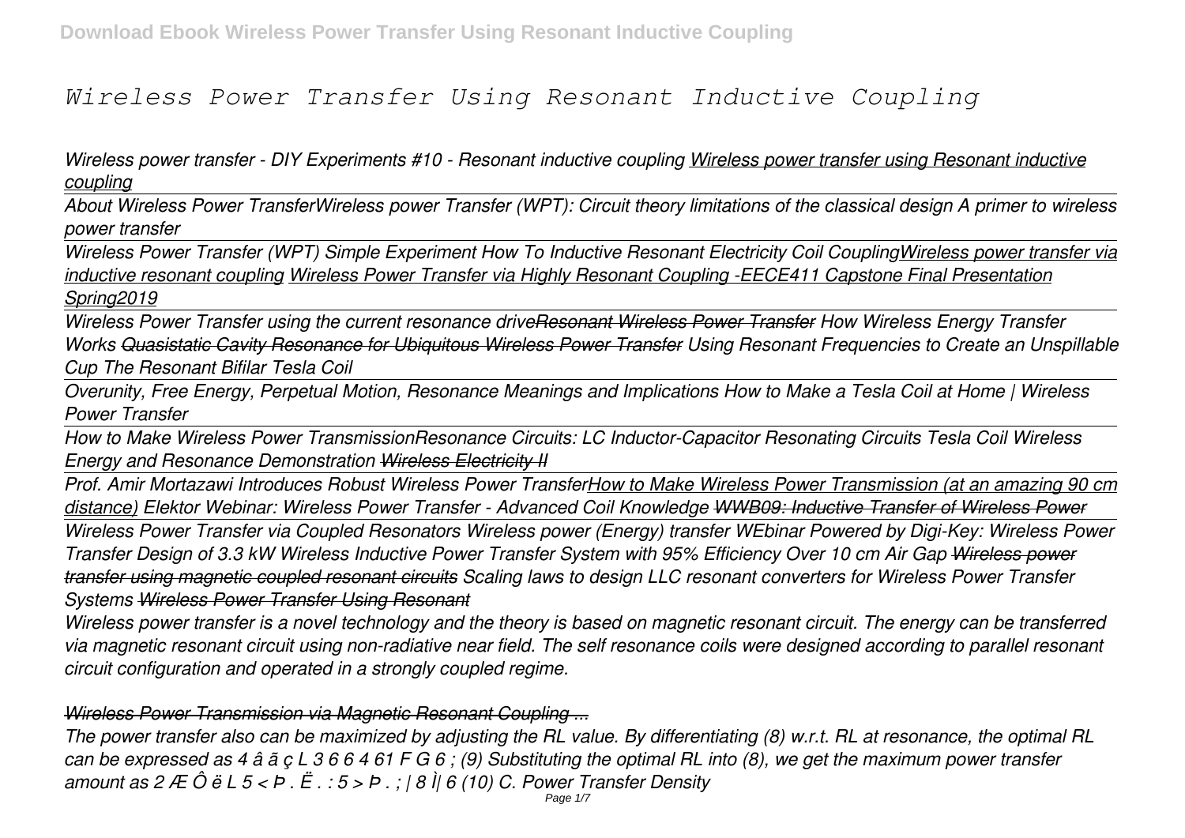# *Wireless Power Transfer Using Resonant Inductive Coupling*

*Wireless power transfer - DIY Experiments #10 - Resonant inductive coupling* *Wireless power transfer using Resonant inductive coupling*

*About Wireless Power Transfer* *Wireless power Transfer (WPT): Circuit theory limitations of the classical design* *A primer to wireless power transfer*

*Wireless Power Transfer (WPT) Simple Experiment How To Inductive Resonant Electricity Coil Coupling* *Wireless power transfer via inductive resonant coupling* *Wireless Power Transfer via Highly Resonant Coupling -EECE411 Capstone Final Presentation Spring2019*

*Wireless Power Transfer using the current resonance drive* *Resonant Wireless Power Transfer* *How Wireless Energy Transfer Works* *Quasistatic Cavity Resonance for Ubiquitous Wireless Power Transfer* *Using Resonant Frequencies to Create an Unspillable Cup* *The Resonant Bifilar Tesla Coil*

*Overunity, Free Energy, Perpetual Motion, Resonance Meanings and Implications* *How to Make a Tesla Coil at Home | Wireless Power Transfer*

*How to Make Wireless Power Transmission* *Resonance Circuits: LC Inductor-Capacitor Resonating Circuits* *Tesla Coil Wireless Energy and Resonance Demonstration* *Wireless Electricity II*

*Prof. Amir Mortazawi Introduces Robust Wireless Power Transfer* *How to Make Wireless Power Transmission (at an amazing 90 cm distance)* *Elektor Webinar: Wireless Power Transfer - Advanced Coil Knowledge* *WWB09: Inductive Transfer of Wireless Power*

*Wireless Power Transfer via Coupled Resonators* *Wireless power (Energy) transfer* *WEbinar Powered by Digi-Key: Wireless Power Transfer* *Design of 3.3 kW Wireless Inductive Power Transfer System with 95% Efficiency Over 10 cm Air Gap* *Wireless power transfer using magnetic coupled resonant circuits* *Scaling laws to design LLC resonant converters for Wireless Power Transfer Systems* *Wireless Power Transfer Using Resonant*

*Wireless power transfer is a novel technology and the theory is based on magnetic resonant circuit. The energy can be transferred via magnetic resonant circuit using non-radiative near field. The self resonance coils were designed according to parallel resonant circuit configuration and operated in a strongly coupled regime.*

*Wireless Power Transmission via Magnetic Resonant Coupling ...*

*The power transfer also can be maximized by adjusting the RL value. By differentiating (8) w.r.t. RL at resonance, the optimal RL can be expressed as 4 â ã ç L 3 6 6 4 61 F G 6 ; (9) Substituting the optimal RL into (8), we get the maximum power transfer amount as 2 Æ Ô ë L 5 < Þ . Ë . : 5 > Þ . ; | 8 Ì| 6 (10) C. Power Transfer Density*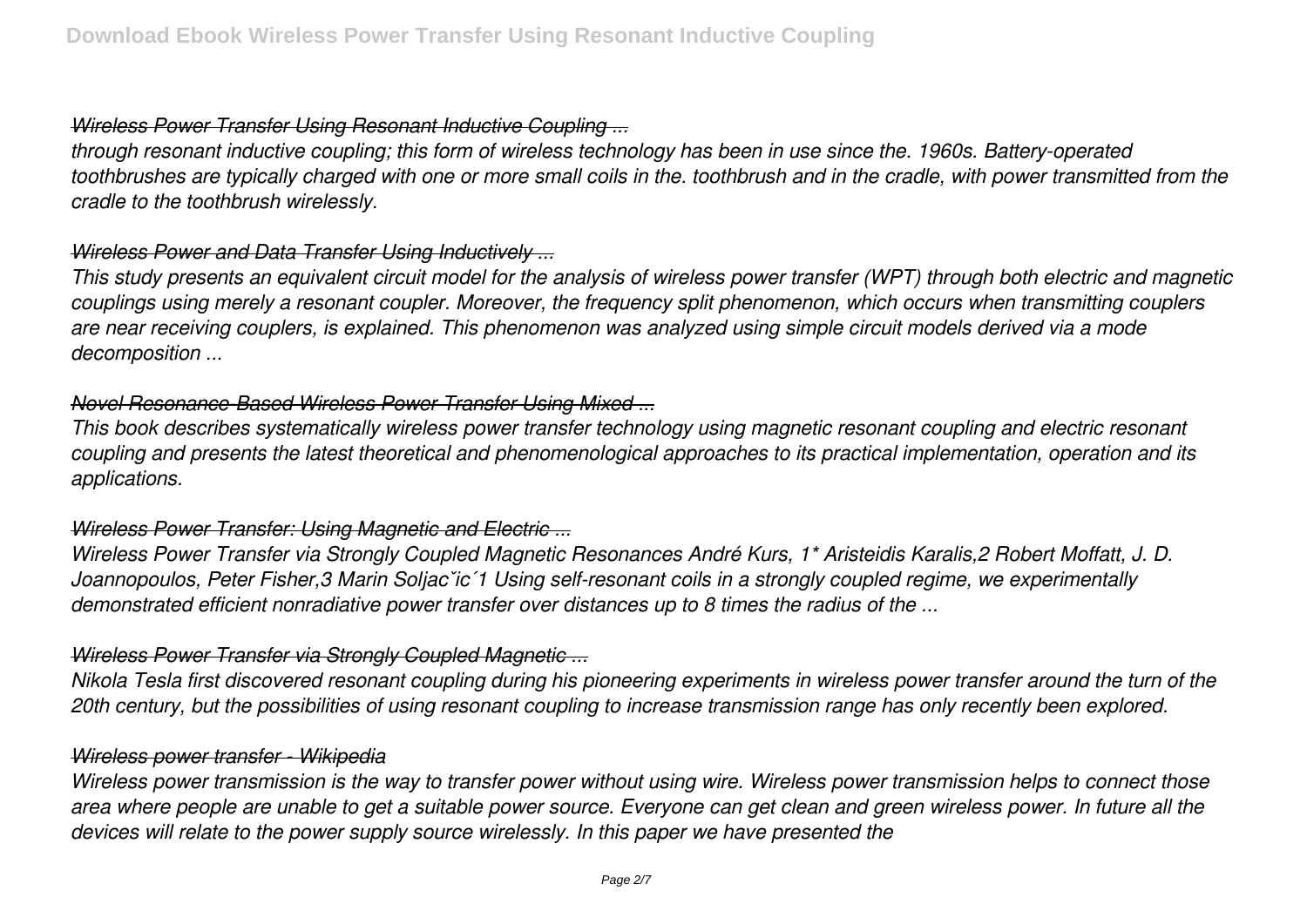### Wireless Power Transfer Using Resonant Inductive Coupling ...

*through resonant inductive coupling; this form of wireless technology has been in use since the. 1960s. Battery-operated toothbrushes are typically charged with one or more small coils in the. toothbrush and in the cradle, with power transmitted from the cradle to the toothbrush wirelessly.*

### Wireless Power and Data Transfer Using Inductively ...

*This study presents an equivalent circuit model for the analysis of wireless power transfer (WPT) through both electric and magnetic couplings using merely a resonant coupler. Moreover, the frequency split phenomenon, which occurs when transmitting couplers are near receiving couplers, is explained. This phenomenon was analyzed using simple circuit models derived via a mode decomposition ...*

### Novel Resonance-Based Wireless Power Transfer Using Mixed ...

*This book describes systematically wireless power transfer technology using magnetic resonant coupling and electric resonant coupling and presents the latest theoretical and phenomenological approaches to its practical implementation, operation and its applications.*

### Wireless Power Transfer: Using Magnetic and Electric ...

*Wireless Power Transfer via Strongly Coupled Magnetic Resonances André Kurs, 1\* Aristeidis Karalis,2 Robert Moffatt, J. D. Joannopoulos, Peter Fisher,3 Marin Soljačić1 Using self-resonant coils in a strongly coupled regime, we experimentally demonstrated efficient nonradiative power transfer over distances up to 8 times the radius of the ...*

### Wireless Power Transfer via Strongly Coupled Magnetic ...

*Nikola Tesla first discovered resonant coupling during his pioneering experiments in wireless power transfer around the turn of the 20th century, but the possibilities of using resonant coupling to increase transmission range has only recently been explored.*

### Wireless power transfer - Wikipedia

*Wireless power transmission is the way to transfer power without using wire. Wireless power transmission helps to connect those area where people are unable to get a suitable power source. Everyone can get clean and green wireless power. In future all the devices will relate to the power supply source wirelessly. In this paper we have presented the*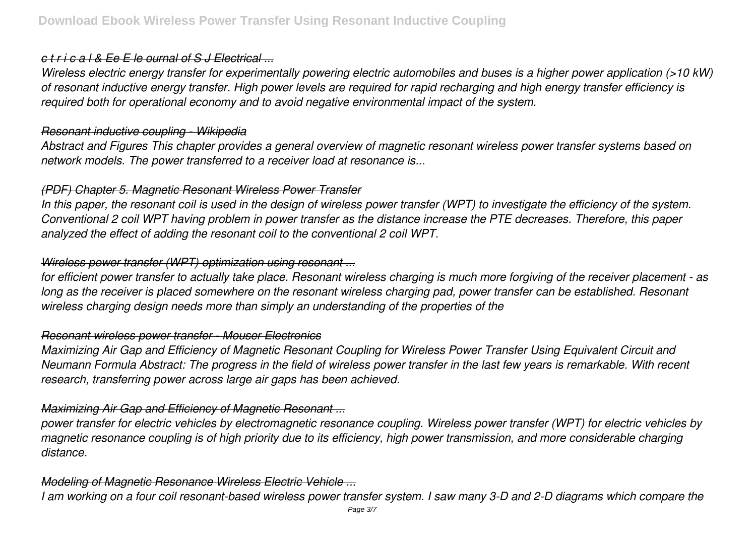*c t r i c a l & Ee E le ournal of S J Electrical ...*

*Wireless electric energy transfer for experimentally powering electric automobiles and buses is a higher power application (>10 kW) of resonant inductive energy transfer. High power levels are required for rapid recharging and high energy transfer efficiency is required both for operational economy and to avoid negative environmental impact of the system.*

*Resonant inductive coupling - Wikipedia*

*Abstract and Figures This chapter provides a general overview of magnetic resonant wireless power transfer systems based on network models. The power transferred to a receiver load at resonance is...*

*(PDF) Chapter 5. Magnetic Resonant Wireless Power Transfer*

*In this paper, the resonant coil is used in the design of wireless power transfer (WPT) to investigate the efficiency of the system. Conventional 2 coil WPT having problem in power transfer as the distance increase the PTE decreases. Therefore, this paper analyzed the effect of adding the resonant coil to the conventional 2 coil WPT.*

*Wireless power transfer (WPT) optimization using resonant ...*

*for efficient power transfer to actually take place. Resonant wireless charging is much more forgiving of the receiver placement - as long as the receiver is placed somewhere on the resonant wireless charging pad, power transfer can be established. Resonant wireless charging design needs more than simply an understanding of the properties of the*

*Resonant wireless power transfer - Mouser Electronics*

*Maximizing Air Gap and Efficiency of Magnetic Resonant Coupling for Wireless Power Transfer Using Equivalent Circuit and Neumann Formula Abstract: The progress in the field of wireless power transfer in the last few years is remarkable. With recent research, transferring power across large air gaps has been achieved.*

*Maximizing Air Gap and Efficiency of Magnetic Resonant ...*

*power transfer for electric vehicles by electromagnetic resonance coupling. Wireless power transfer (WPT) for electric vehicles by magnetic resonance coupling is of high priority due to its efficiency, high power transmission, and more considerable charging distance.*

*Modeling of Magnetic Resonance Wireless Electric Vehicle ...*

*I am working on a four coil resonant-based wireless power transfer system. I saw many 3-D and 2-D diagrams which compare the*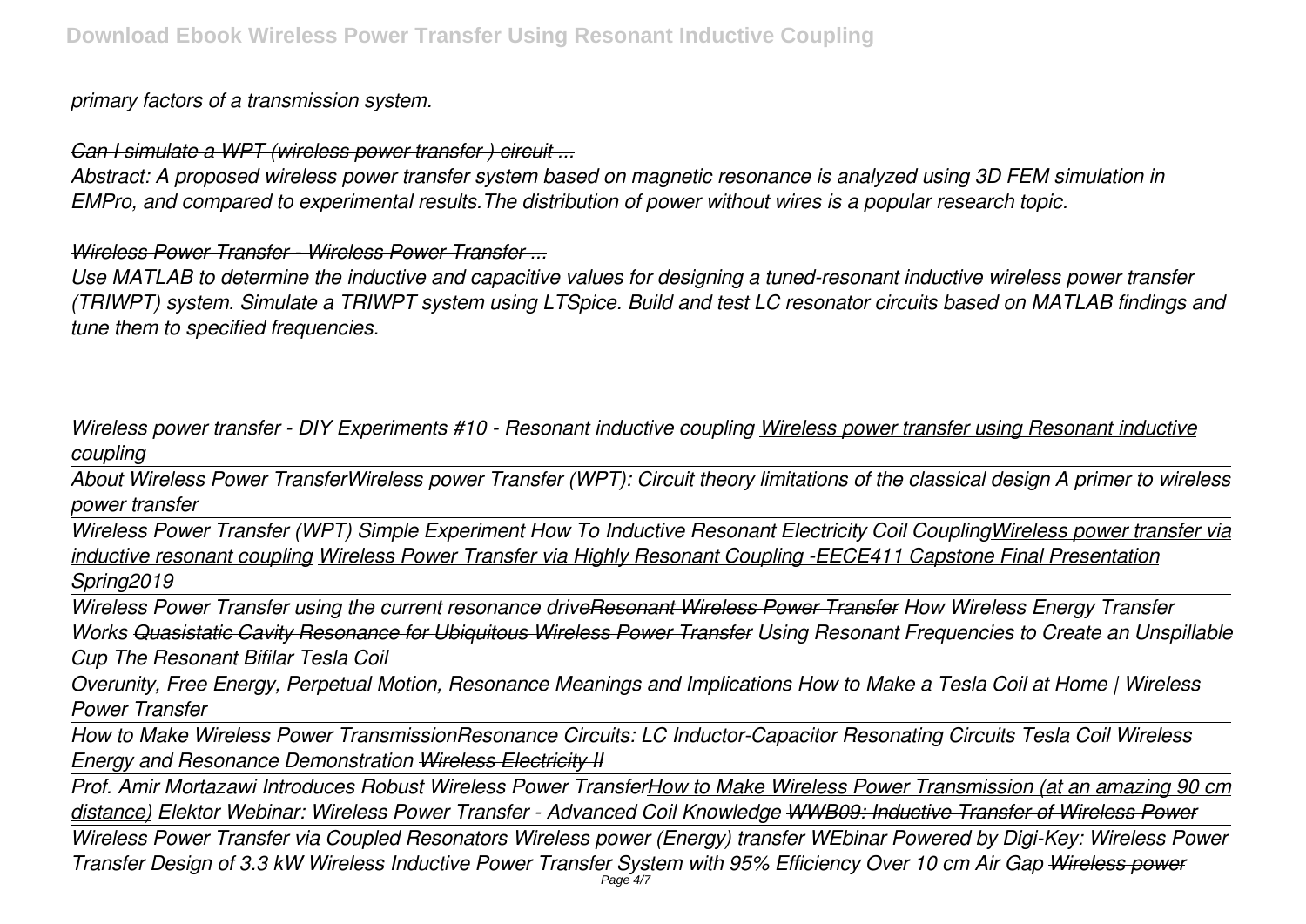*primary factors of a transmission system.*

*Can I simulate a WPT (wireless power transfer ) circuit ...*

*Abstract: A proposed wireless power transfer system based on magnetic resonance is analyzed using 3D FEM simulation in EMPro, and compared to experimental results.The distribution of power without wires is a popular research topic.*

*Wireless Power Transfer - Wireless Power Transfer ...*

*Use MATLAB to determine the inductive and capacitive values for designing a tuned-resonant inductive wireless power transfer (TRIWPT) system. Simulate a TRIWPT system using LTSpice. Build and test LC resonator circuits based on MATLAB findings and tune them to specified frequencies.*

*Wireless power transfer - DIY Experiments #10 - Resonant inductive coupling Wireless power transfer using Resonant inductive coupling*

*About Wireless Power TransferWireless power Transfer (WPT): Circuit theory limitations of the classical design A primer to wireless power transfer*

*Wireless Power Transfer (WPT) Simple Experiment How To Inductive Resonant Electricity Coil CouplingWireless power transfer via inductive resonant coupling Wireless Power Transfer via Highly Resonant Coupling -EECE411 Capstone Final Presentation Spring2019*

*Wireless Power Transfer using the current resonance driveResonant Wireless Power Transfer How Wireless Energy Transfer Works Quasistatic Cavity Resonance for Ubiquitous Wireless Power Transfer Using Resonant Frequencies to Create an Unspillable Cup The Resonant Bifilar Tesla Coil*

*Overunity, Free Energy, Perpetual Motion, Resonance Meanings and Implications How to Make a Tesla Coil at Home | Wireless Power Transfer*

*How to Make Wireless Power TransmissionResonance Circuits: LC Inductor-Capacitor Resonating Circuits Tesla Coil Wireless Energy and Resonance Demonstration Wireless Electricity II*

*Prof. Amir Mortazawi Introduces Robust Wireless Power TransferHow to Make Wireless Power Transmission (at an amazing 90 cm distance) Elektor Webinar: Wireless Power Transfer - Advanced Coil Knowledge WWB09: Inductive Transfer of Wireless Power*

*Wireless Power Transfer via Coupled Resonators Wireless power (Energy) transfer WEbinar Powered by Digi-Key: Wireless Power Transfer Design of 3.3 kW Wireless Inductive Power Transfer System with 95% Efficiency Over 10 cm Air Gap Wireless power*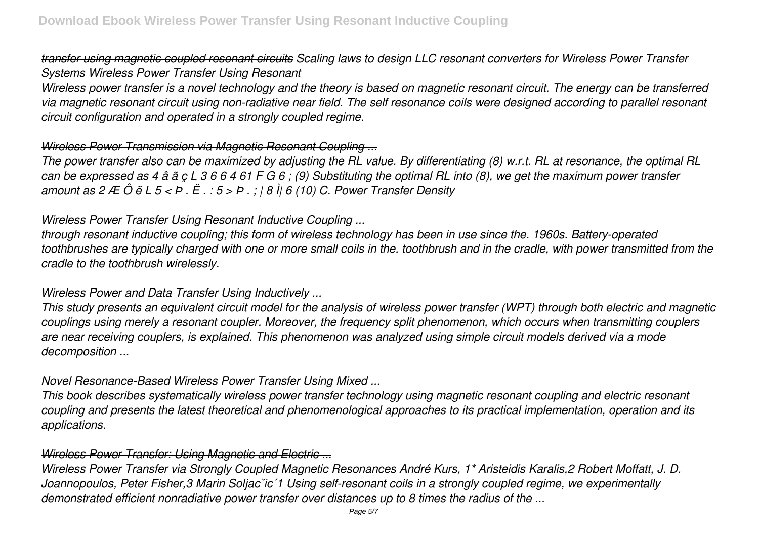*transfer using magnetic coupled resonant circuits Scaling laws to design LLC resonant converters for Wireless Power Transfer Systems Wireless Power Transfer Using Resonant*

*Wireless power transfer is a novel technology and the theory is based on magnetic resonant circuit. The energy can be transferred via magnetic resonant circuit using non-radiative near field. The self resonance coils were designed according to parallel resonant circuit configuration and operated in a strongly coupled regime.*

### *Wireless Power Transmission via Magnetic Resonant Coupling ...*

*The power transfer also can be maximized by adjusting the RL value. By differentiating (8) w.r.t. RL at resonance, the optimal RL can be expressed as 4 â ã ç L 3 6 6 4 61 F G 6 ; (9) Substituting the optimal RL into (8), we get the maximum power transfer amount as 2 Æ Ô ë L 5 < Þ . Ë . : 5 > Þ . ; | 8 Ì| 6 (10) C. Power Transfer Density*

### *Wireless Power Transfer Using Resonant Inductive Coupling ...*

*through resonant inductive coupling; this form of wireless technology has been in use since the. 1960s. Battery-operated toothbrushes are typically charged with one or more small coils in the. toothbrush and in the cradle, with power transmitted from the cradle to the toothbrush wirelessly.*

### *Wireless Power and Data Transfer Using Inductively ...*

*This study presents an equivalent circuit model for the analysis of wireless power transfer (WPT) through both electric and magnetic couplings using merely a resonant coupler. Moreover, the frequency split phenomenon, which occurs when transmitting couplers are near receiving couplers, is explained. This phenomenon was analyzed using simple circuit models derived via a mode decomposition ...*

### *Novel Resonance-Based Wireless Power Transfer Using Mixed ...*

*This book describes systematically wireless power transfer technology using magnetic resonant coupling and electric resonant coupling and presents the latest theoretical and phenomenological approaches to its practical implementation, operation and its applications.*

### *Wireless Power Transfer: Using Magnetic and Electric ...*

*Wireless Power Transfer via Strongly Coupled Magnetic Resonances André Kurs, 1\* Aristeidis Karalis,2 Robert Moffatt, J. D. Joannopoulos, Peter Fisher,3 Marin Soljačić 1 Using self-resonant coils in a strongly coupled regime, we experimentally demonstrated efficient nonradiative power transfer over distances up to 8 times the radius of the ...*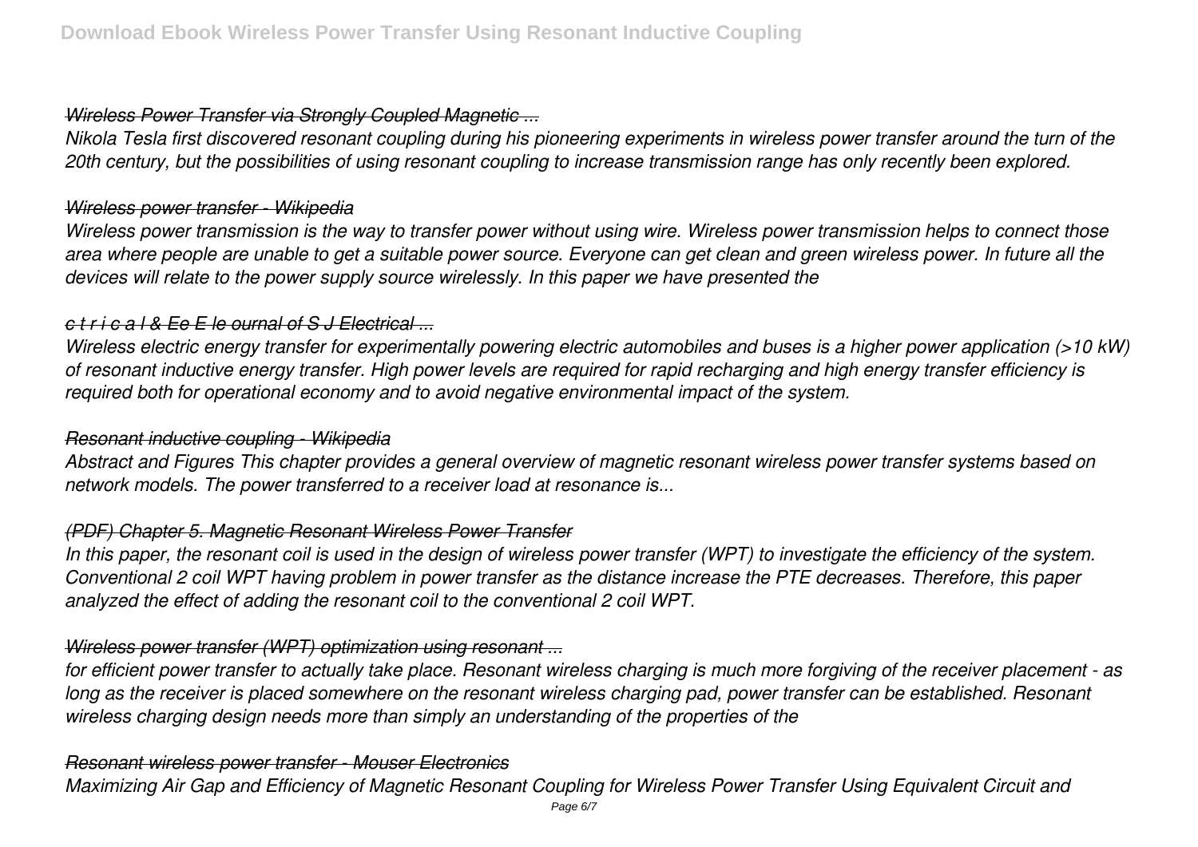### *Wireless Power Transfer via Strongly Coupled Magnetic ...*

*Nikola Tesla first discovered resonant coupling during his pioneering experiments in wireless power transfer around the turn of the 20th century, but the possibilities of using resonant coupling to increase transmission range has only recently been explored.*

### *Wireless power transfer - Wikipedia*

*Wireless power transmission is the way to transfer power without using wire. Wireless power transmission helps to connect those area where people are unable to get a suitable power source. Everyone can get clean and green wireless power. In future all the devices will relate to the power supply source wirelessly. In this paper we have presented the*

### *c t r i c a l & Ee E le ournal of S J Electrical ...*

*Wireless electric energy transfer for experimentally powering electric automobiles and buses is a higher power application (>10 kW) of resonant inductive energy transfer. High power levels are required for rapid recharging and high energy transfer efficiency is required both for operational economy and to avoid negative environmental impact of the system.*

### *Resonant inductive coupling - Wikipedia*

*Abstract and Figures This chapter provides a general overview of magnetic resonant wireless power transfer systems based on network models. The power transferred to a receiver load at resonance is...*

### *(PDF) Chapter 5. Magnetic Resonant Wireless Power Transfer*

*In this paper, the resonant coil is used in the design of wireless power transfer (WPT) to investigate the efficiency of the system. Conventional 2 coil WPT having problem in power transfer as the distance increase the PTE decreases. Therefore, this paper analyzed the effect of adding the resonant coil to the conventional 2 coil WPT.*

### *Wireless power transfer (WPT) optimization using resonant ...*

*for efficient power transfer to actually take place. Resonant wireless charging is much more forgiving of the receiver placement - as long as the receiver is placed somewhere on the resonant wireless charging pad, power transfer can be established. Resonant wireless charging design needs more than simply an understanding of the properties of the*

### *Resonant wireless power transfer - Mouser Electronics*

*Maximizing Air Gap and Efficiency of Magnetic Resonant Coupling for Wireless Power Transfer Using Equivalent Circuit and*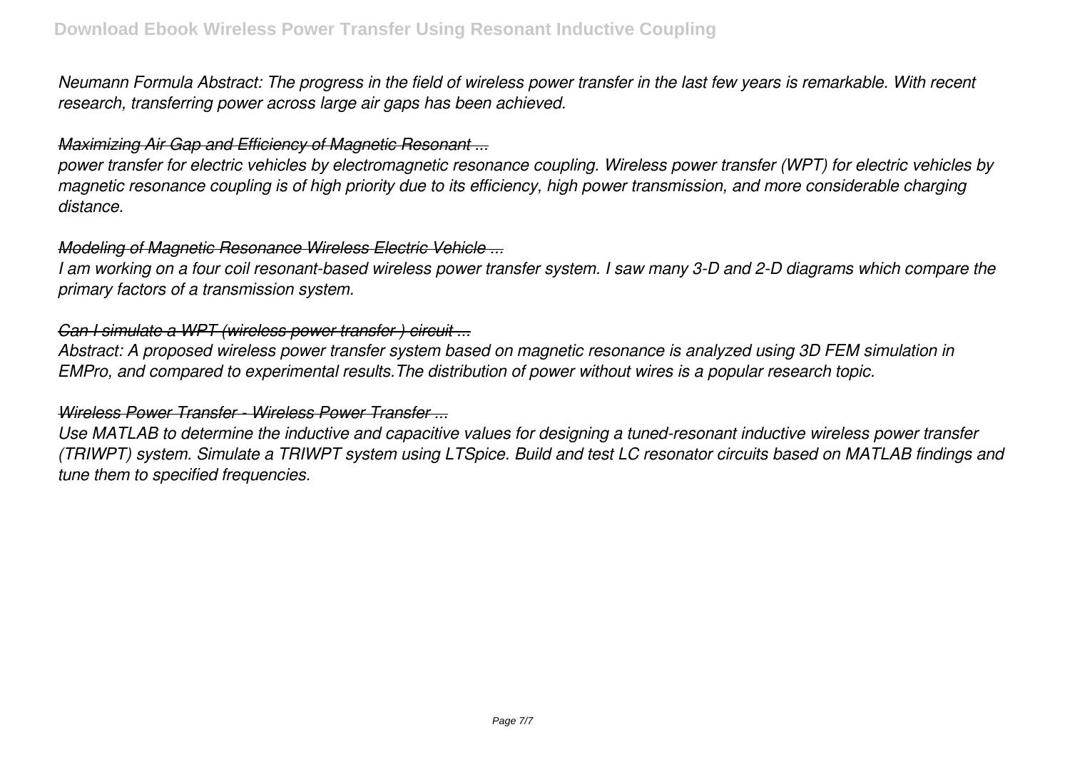*Neumann Formula Abstract: The progress in the field of wireless power transfer in the last few years is remarkable. With recent research, transferring power across large air gaps has been achieved.*

*Maximizing Air Gap and Efficiency of Magnetic Resonant ...*

*power transfer for electric vehicles by electromagnetic resonance coupling. Wireless power transfer (WPT) for electric vehicles by magnetic resonance coupling is of high priority due to its efficiency, high power transmission, and more considerable charging distance.*

*Modeling of Magnetic Resonance Wireless Electric Vehicle ...*

*I am working on a four coil resonant-based wireless power transfer system. I saw many 3-D and 2-D diagrams which compare the primary factors of a transmission system.*

*Can I simulate a WPT (wireless power transfer ) circuit ...*

*Abstract: A proposed wireless power transfer system based on magnetic resonance is analyzed using 3D FEM simulation in EMPro, and compared to experimental results.The distribution of power without wires is a popular research topic.*

*Wireless Power Transfer - Wireless Power Transfer ...*

*Use MATLAB to determine the inductive and capacitive values for designing a tuned-resonant inductive wireless power transfer (TRIWPT) system. Simulate a TRIWPT system using LTSpice. Build and test LC resonator circuits based on MATLAB findings and tune them to specified frequencies.*